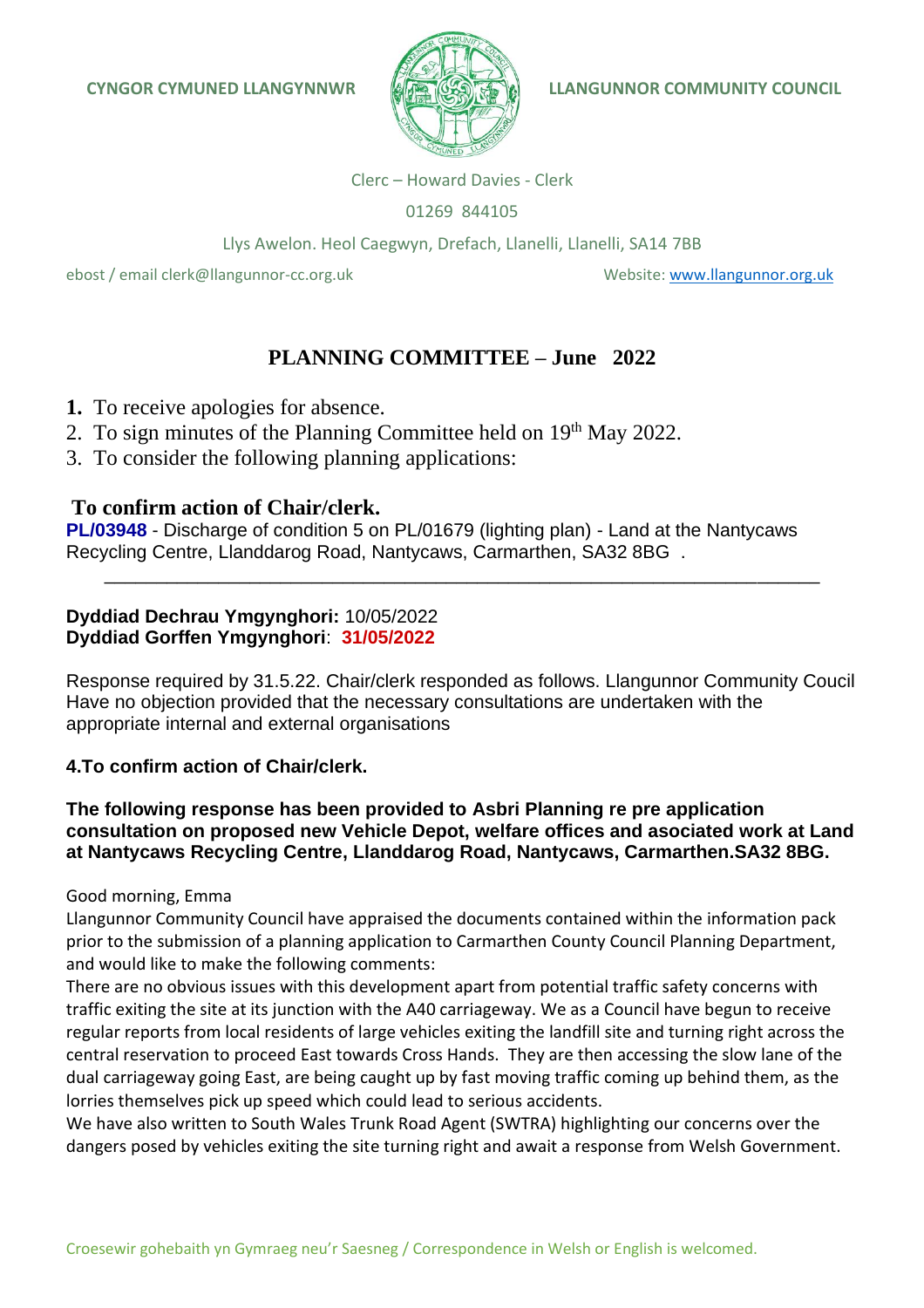**CYNGOR CYMUNED LLANGYNNWR** **LLANGUNNOR COMMUNITY COUNCIL**

Clerc – Howard Davies - Clerk

01269 844105

Llys Awelon. Heol Caegwyn, Drefach, Llanelli, Llanelli, SA14 7BB

ebost / email clerk@llangunnor-cc.org.uk Website: www.llangunnor.org.uk

# PLANNING COMMITTEE – June 2022

1. To receive apologies for absence.
2. To sign minutes of the Planning Committee held on 19th May 2022.
3. To consider the following planning applications:

## To confirm action of Chair/clerk.

**PL/03948** - Discharge of condition 5 on PL/01679 (lighting plan) - Land at the Nantycaws Recycling Centre, Llanddarog Road, Nantycaws, Carmarthen, SA32 8BG .

---

**Dyddiad Dechrau Ymgynghori:** 10/05/2022
**Dyddiad Gorffen Ymgynghori**: **31/05/2022**

Response required by 31.5.22. Chair/clerk responded as follows. Llangunnor Community Coucil Have no objection provided that the necessary consultations are undertaken with the appropriate internal and external organisations

**4.To confirm action of Chair/clerk.**

**The following response has been provided to Asbri Planning re pre application consultation on proposed new Vehicle Depot, welfare offices and asociated work at Land at Nantycaws Recycling Centre, Llanddarog Road, Nantycaws, Carmarthen.SA32 8BG.**

Good morning, Emma
Llangunnor Community Council have appraised the documents contained within the information pack prior to the submission of a planning application to Carmarthen County Council Planning Department, and would like to make the following comments:
There are no obvious issues with this development apart from potential traffic safety concerns with traffic exiting the site at its junction with the A40 carriageway. We as a Council have begun to receive regular reports from local residents of large vehicles exiting the landfill site and turning right across the central reservation to proceed East towards Cross Hands. They are then accessing the slow lane of the dual carriageway going East, are being caught up by fast moving traffic coming up behind them, as the lorries themselves pick up speed which could lead to serious accidents.
We have also written to South Wales Trunk Road Agent (SWTRA) highlighting our concerns over the dangers posed by vehicles exiting the site turning right and await a response from Welsh Government.

Croesewir gohebaith yn Gymraeg neu'r Saesneg / Correspondence in Welsh or English is welcomed.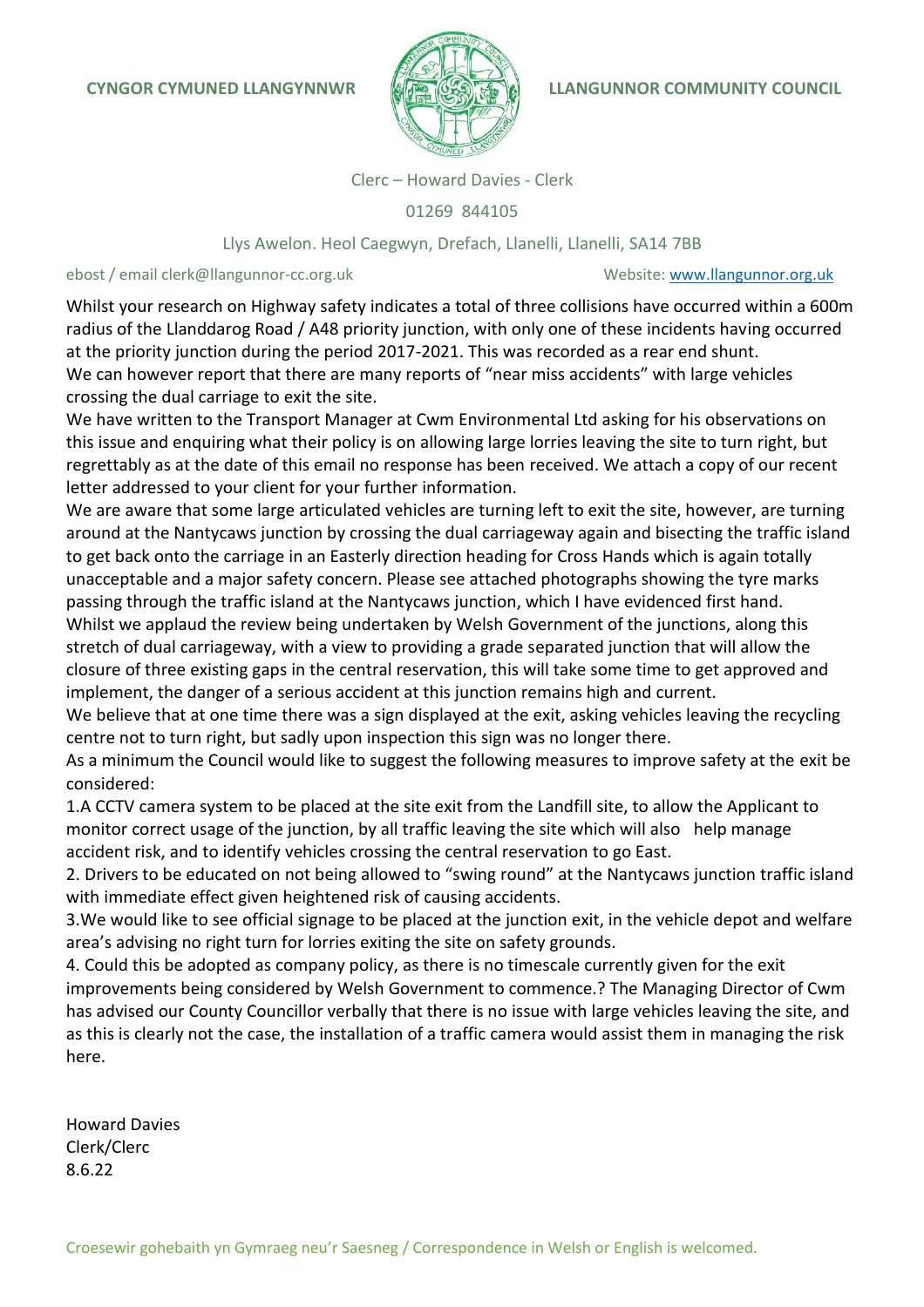**CYNGOR CYMUNED LLANGYNNWR** **LLANGUNNOR COMMUNITY COUNCIL**

Clerc – Howard Davies - Clerk

01269 844105

Llys Awelon. Heol Caegwyn, Drefach, Llanelli, Llanelli, SA14 7BB

ebost / email clerk@llangunnor-cc.org.uk Website: www.llangunnor.org.uk

Whilst your research on Highway safety indicates a total of three collisions have occurred within a 600m radius of the Llanddarog Road / A48 priority junction, with only one of these incidents having occurred at the priority junction during the period 2017-2021. This was recorded as a rear end shunt.

We can however report that there are many reports of "near miss accidents" with large vehicles crossing the dual carriage to exit the site.

We have written to the Transport Manager at Cwm Environmental Ltd asking for his observations on this issue and enquiring what their policy is on allowing large lorries leaving the site to turn right, but regrettably as at the date of this email no response has been received. We attach a copy of our recent letter addressed to your client for your further information.

We are aware that some large articulated vehicles are turning left to exit the site, however, are turning around at the Nantycaws junction by crossing the dual carriageway again and bisecting the traffic island to get back onto the carriage in an Easterly direction heading for Cross Hands which is again totally unacceptable and a major safety concern. Please see attached photographs showing the tyre marks passing through the traffic island at the Nantycaws junction, which I have evidenced first hand.

Whilst we applaud the review being undertaken by Welsh Government of the junctions, along this stretch of dual carriageway, with a view to providing a grade separated junction that will allow the closure of three existing gaps in the central reservation, this will take some time to get approved and implement, the danger of a serious accident at this junction remains high and current.

We believe that at one time there was a sign displayed at the exit, asking vehicles leaving the recycling centre not to turn right, but sadly upon inspection this sign was no longer there.

As a minimum the Council would like to suggest the following measures to improve safety at the exit be considered:

1. A CCTV camera system to be placed at the site exit from the Landfill site, to allow the Applicant to monitor correct usage of the junction, by all traffic leaving the site which will also help manage accident risk, and to identify vehicles crossing the central reservation to go East.
2. Drivers to be educated on not being allowed to "swing round" at the Nantycaws junction traffic island with immediate effect given heightened risk of causing accidents.
3. We would like to see official signage to be placed at the junction exit, in the vehicle depot and welfare area's advising no right turn for lorries exiting the site on safety grounds.
4. Could this be adopted as company policy, as there is no timescale currently given for the exit improvements being considered by Welsh Government to commence.? The Managing Director of Cwm has advised our County Councillor verbally that there is no issue with large vehicles leaving the site, and as this is clearly not the case, the installation of a traffic camera would assist them in managing the risk here.

Howard Davies
Clerk/Clerc
8.6.22

Croesewir gohebaith yn Gymraeg neu'r Saesneg / Correspondence in Welsh or English is welcomed.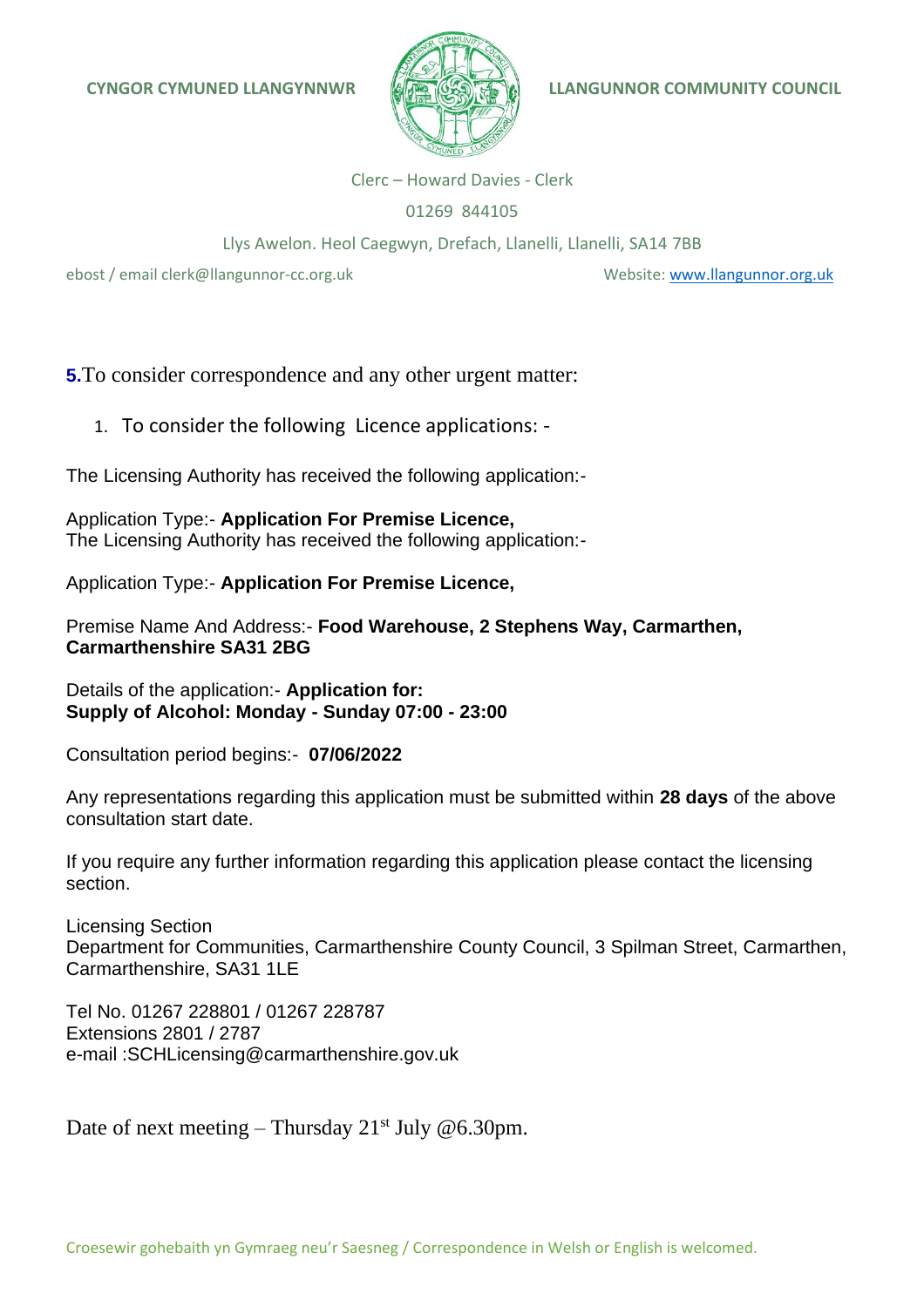CYNGOR CYMUNED LLANGYNNWR LLANGUNNOR COMMUNITY COUNCIL

Clerc – Howard Davies - Clerk

01269 844105

Llys Awelon. Heol Caegwyn, Drefach, Llanelli, Llanelli, SA14 7BB

ebost / email clerk@llangunnor-cc.org.uk Website: www.llangunnor.org.uk

**5.** To consider correspondence and any other urgent matter:

1. To consider the following Licence applications: -

The Licensing Authority has received the following application:-

Application Type:- **Application For Premise Licence,**
The Licensing Authority has received the following application:-

Application Type:- **Application For Premise Licence,**

Premise Name And Address:- **Food Warehouse, 2 Stephens Way, Carmarthen, Carmarthenshire SA31 2BG**

Details of the application:- **Application for:**
**Supply of Alcohol: Monday - Sunday 07:00 - 23:00**

Consultation period begins:- **07/06/2022**

Any representations regarding this application must be submitted within **28 days** of the above consultation start date.

If you require any further information regarding this application please contact the licensing section.

Licensing Section
Department for Communities, Carmarthenshire County Council, 3 Spilman Street, Carmarthen, Carmarthenshire, SA31 1LE

Tel No. 01267 228801 / 01267 228787
Extensions 2801 / 2787
e-mail :SCHLicensing@carmarthenshire.gov.uk

Date of next meeting – Thursday 21st July @6.30pm.

Croesewir gohebaith yn Gymraeg neu'r Saesneg / Correspondence in Welsh or English is welcomed.